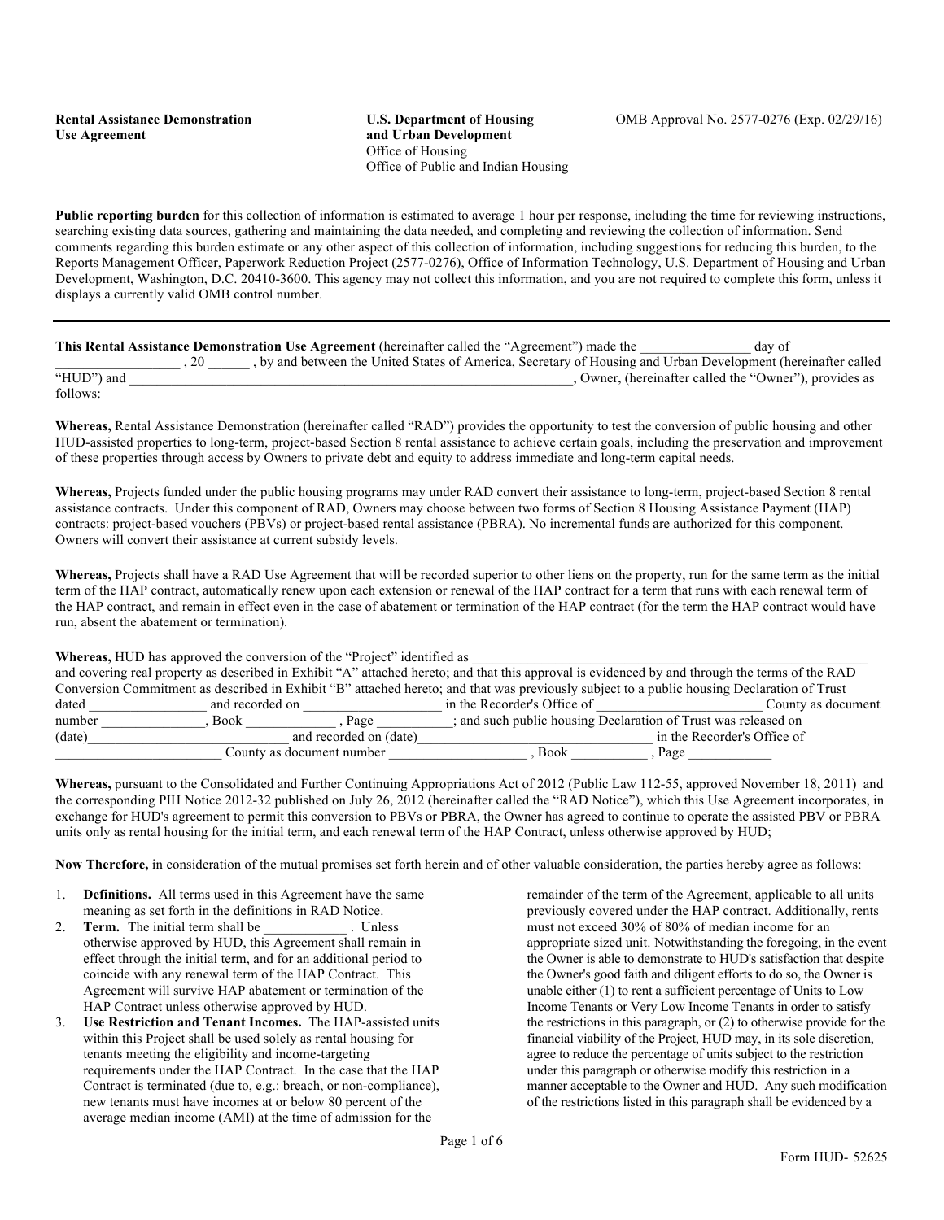**Rental Assistance Demonstration Use Agreement**

**U.S. Department of Housing and Urban Development**
Office of Housing
Office of Public and Indian Housing

OMB Approval No. 2577-0276 (Exp. 02/29/16)

**Public reporting burden** for this collection of information is estimated to average 1 hour per response, including the time for reviewing instructions, searching existing data sources, gathering and maintaining the data needed, and completing and reviewing the collection of information. Send comments regarding this burden estimate or any other aspect of this collection of information, including suggestions for reducing this burden, to the Reports Management Officer, Paperwork Reduction Project (2577-0276), Office of Information Technology, U.S. Department of Housing and Urban Development, Washington, D.C. 20410-3600. This agency may not collect this information, and you are not required to complete this form, unless it displays a currently valid OMB control number.

---

**This Rental Assistance Demonstration Use Agreement** (hereinafter called the "Agreement") made the ________________ day of __________________ , 20 ______ , by and between the United States of America, Secretary of Housing and Urban Development (hereinafter called "HUD") and ____________________________________________________________________, Owner, (hereinafter called the "Owner"), provides as follows:

**Whereas,** Rental Assistance Demonstration (hereinafter called "RAD") provides the opportunity to test the conversion of public housing and other HUD-assisted properties to long-term, project-based Section 8 rental assistance to achieve certain goals, including the preservation and improvement of these properties through access by Owners to private debt and equity to address immediate and long-term capital needs.

**Whereas,** Projects funded under the public housing programs may under RAD convert their assistance to long-term, project-based Section 8 rental assistance contracts. Under this component of RAD, Owners may choose between two forms of Section 8 Housing Assistance Payment (HAP) contracts: project-based vouchers (PBVs) or project-based rental assistance (PBRA). No incremental funds are authorized for this component. Owners will convert their assistance at current subsidy levels.

**Whereas,** Projects shall have a RAD Use Agreement that will be recorded superior to other liens on the property, run for the same term as the initial term of the HAP contract, automatically renew upon each extension or renewal of the HAP contract for a term that runs with each renewal term of the HAP contract, and remain in effect even in the case of abatement or termination of the HAP contract (for the term the HAP contract would have run, absent the abatement or termination).

**Whereas,** HUD has approved the conversion of the "Project" identified as ____________________________________________________________ and covering real property as described in Exhibit "A" attached hereto; and that this approval is evidenced by and through the terms of the RAD Conversion Commitment as described in Exhibit "B" attached hereto; and that was previously subject to a public housing Declaration of Trust dated _________________ and recorded on ____________________ in the Recorder's Office of ________________________ County as document number _______________, Book _____________ , Page ___________; and such public housing Declaration of Trust was released on (date)_____________________________ and recorded on (date)_________________________________ in the Recorder's Office of ________________________ County as document number ___________________ , Book ___________ , Page ____________

**Whereas,** pursuant to the Consolidated and Further Continuing Appropriations Act of 2012 (Public Law 112-55, approved November 18, 2011) and the corresponding PIH Notice 2012-32 published on July 26, 2012 (hereinafter called the "RAD Notice"), which this Use Agreement incorporates, in exchange for HUD's agreement to permit this conversion to PBVs or PBRA, the Owner has agreed to continue to operate the assisted PBV or PBRA units only as rental housing for the initial term, and each renewal term of the HAP Contract, unless otherwise approved by HUD;

**Now Therefore,** in consideration of the mutual promises set forth herein and of other valuable consideration, the parties hereby agree as follows:

1. **Definitions.** All terms used in this Agreement have the same meaning as set forth in the definitions in RAD Notice.
2. **Term.** The initial term shall be ____________ . Unless otherwise approved by HUD, this Agreement shall remain in effect through the initial term, and for an additional period to coincide with any renewal term of the HAP Contract. This Agreement will survive HAP abatement or termination of the HAP Contract unless otherwise approved by HUD.
3. **Use Restriction and Tenant Incomes.** The HAP-assisted units within this Project shall be used solely as rental housing for tenants meeting the eligibility and income-targeting requirements under the HAP Contract. In the case that the HAP Contract is terminated (due to, e.g.: breach, or non-compliance), new tenants must have incomes at or below 80 percent of the average median income (AMI) at the time of admission for the remainder of the term of the Agreement, applicable to all units previously covered under the HAP contract. Additionally, rents must not exceed 30% of 80% of median income for an appropriate sized unit. Notwithstanding the foregoing, in the event the Owner is able to demonstrate to HUD's satisfaction that despite the Owner's good faith and diligent efforts to do so, the Owner is unable either (1) to rent a sufficient percentage of Units to Low Income Tenants or Very Low Income Tenants in order to satisfy the restrictions in this paragraph, or (2) to otherwise provide for the financial viability of the Project, HUD may, in its sole discretion, agree to reduce the percentage of units subject to the restriction under this paragraph or otherwise modify this restriction in a manner acceptable to the Owner and HUD. Any such modification of the restrictions listed in this paragraph shall be evidenced by a

Form HUD- 52625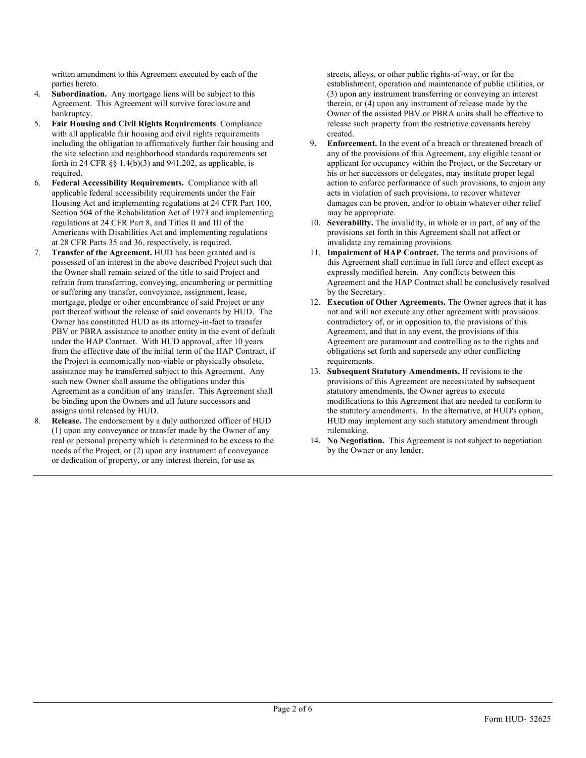written amendment to this Agreement executed by each of the parties hereto.

4. **Subordination.** Any mortgage liens will be subject to this Agreement. This Agreement will survive foreclosure and bankruptcy.
5. **Fair Housing and Civil Rights Requirements**. Compliance with all applicable fair housing and civil rights requirements including the obligation to affirmatively further fair housing and the site selection and neighborhood standards requirements set forth in 24 CFR §§ 1.4(b)(3) and 941.202, as applicable, is required.
6. **Federal Accessibility Requirements.** Compliance with all applicable federal accessibility requirements under the Fair Housing Act and implementing regulations at 24 CFR Part 100, Section 504 of the Rehabilitation Act of 1973 and implementing regulations at 24 CFR Part 8, and Titles II and III of the Americans with Disabilities Act and implementing regulations at 28 CFR Parts 35 and 36, respectively, is required.
7. **Transfer of the Agreement.** HUD has been granted and is possessed of an interest in the above described Project such that the Owner shall remain seized of the title to said Project and refrain from transferring, conveying, encumbering or permitting or suffering any transfer, conveyance, assignment, lease, mortgage, pledge or other encumbrance of said Project or any part thereof without the release of said covenants by HUD. The Owner has constituted HUD as its attorney-in-fact to transfer PBV or PBRA assistance to another entity in the event of default under the HAP Contract. With HUD approval, after 10 years from the effective date of the initial term of the HAP Contract, if the Project is economically non-viable or physically obsolete, assistance may be transferred subject to this Agreement. Any such new Owner shall assume the obligations under this Agreement as a condition of any transfer. This Agreement shall be binding upon the Owners and all future successors and assigns until released by HUD.
8. **Release.** The endorsement by a duly authorized officer of HUD (1) upon any conveyance or transfer made by the Owner of any real or personal property which is determined to be excess to the needs of the Project, or (2) upon any instrument of conveyance or dedication of property, or any interest therein, for use as streets, alleys, or other public rights-of-way, or for the establishment, operation and maintenance of public utilities, or (3) upon any instrument transferring or conveying an interest therein, or (4) upon any instrument of release made by the Owner of the assisted PBV or PBRA units shall be effective to release such property from the restrictive covenants hereby created.
9. **Enforcement.** In the event of a breach or threatened breach of any of the provisions of this Agreement, any eligible tenant or applicant for occupancy within the Project, or the Secretary or his or her successors or delegates, may institute proper legal action to enforce performance of such provisions, to enjoin any acts in violation of such provisions, to recover whatever damages can be proven, and/or to obtain whatever other relief may be appropriate.
10. **Severability.** The invalidity, in whole or in part, of any of the provisions set forth in this Agreement shall not affect or invalidate any remaining provisions.
11. **Impairment of HAP Contract.** The terms and provisions of this Agreement shall continue in full force and effect except as expressly modified herein. Any conflicts between this Agreement and the HAP Contract shall be conclusively resolved by the Secretary.
12. **Execution of Other Agreements.** The Owner agrees that it has not and will not execute any other agreement with provisions contradictory of, or in opposition to, the provisions of this Agreement, and that in any event, the provisions of this Agreement are paramount and controlling as to the rights and obligations set forth and supersede any other conflicting requirements.
13. **Subsequent Statutory Amendments.** If revisions to the provisions of this Agreement are necessitated by subsequent statutory amendments, the Owner agrees to execute modifications to this Agreement that are needed to conform to the statutory amendments. In the alternative, at HUD's option, HUD may implement any such statutory amendment through rulemaking.
14. **No Negotiation.** This Agreement is not subject to negotiation by the Owner or any lender.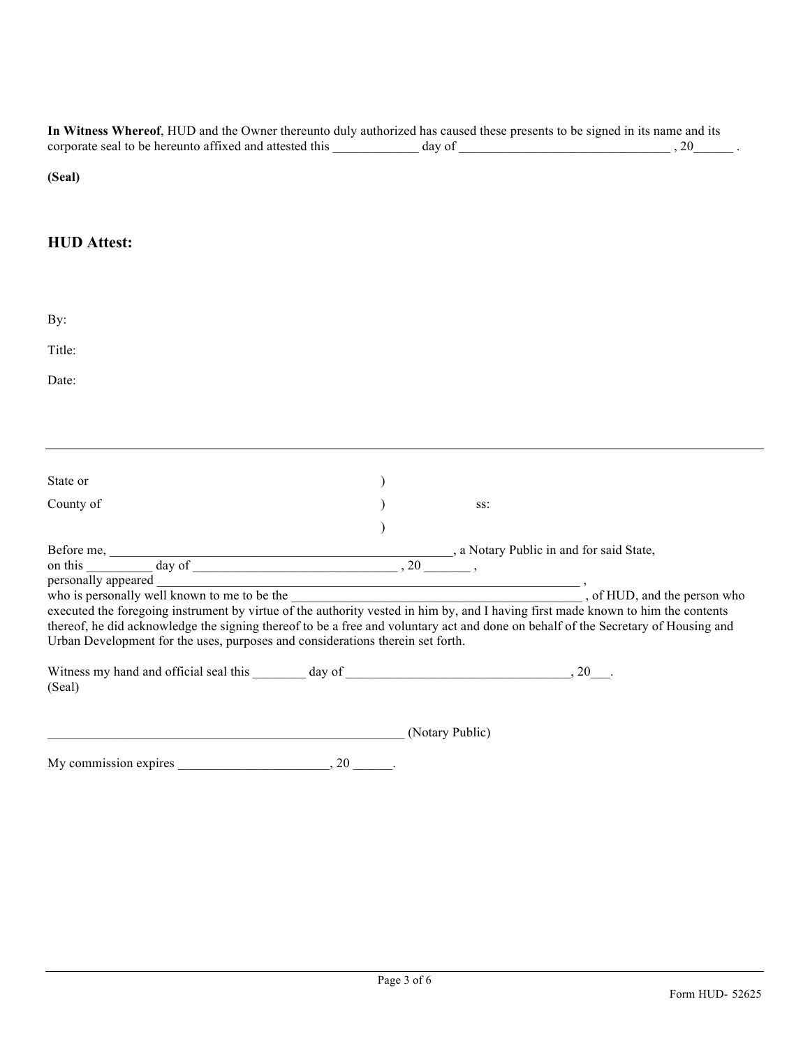**In Witness Whereof**, HUD and the Owner thereunto duly authorized has caused these presents to be signed in its name and its corporate seal to be hereunto affixed and attested this _____________ day of ________________________________ , 20______ .

**(Seal)**

## HUD Attest:

By:

Title:

Date:

---

State or )

County of ) ss:

)

Before me, ____________________________________________________, a Notary Public in and for said State, on this __________ day of _______________________________ , 20 _______ ,
personally appeared _________________________________________________________________ ,
who is personally well known to me to be the ______________________________________________ , of HUD, and the person who executed the foregoing instrument by virtue of the authority vested in him by, and I having first made known to him the contents thereof, he did acknowledge the signing thereof to be a free and voluntary act and done on behalf of the Secretary of Housing and Urban Development for the uses, purposes and considerations therein set forth.

Witness my hand and official seal this ________ day of __________________________________, 20___.
(Seal)

_______________________________________________________ (Notary Public)

My commission expires _______________________, 20 ______.

Form HUD- 52625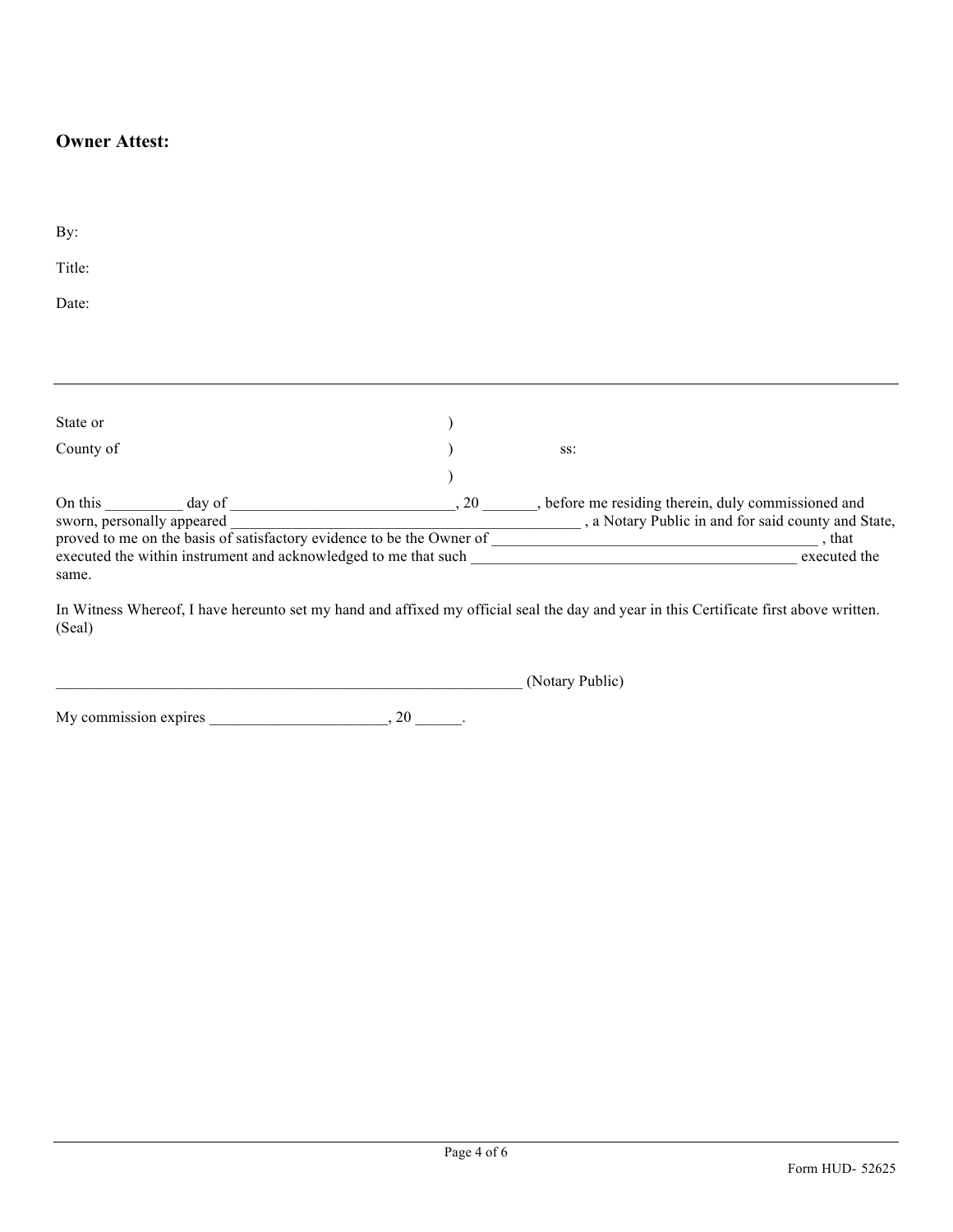**Owner Attest:**

By:

Title:

Date:

---

State or )

County of ) ss:

)

On this __________ day of _____________________________, 20 _______, before me residing therein, duly commissioned and sworn, personally appeared ______________________________________________ , a Notary Public in and for said county and State, proved to me on the basis of satisfactory evidence to be the Owner of __________________________________________ , that executed the within instrument and acknowledged to me that such __________________________________________ executed the same.

In Witness Whereof, I have hereunto set my hand and affixed my official seal the day and year in this Certificate first above written. (Seal)

_______________________________________________________________ (Notary Public)

My commission expires _______________________, 20 ______.

Form HUD- 52625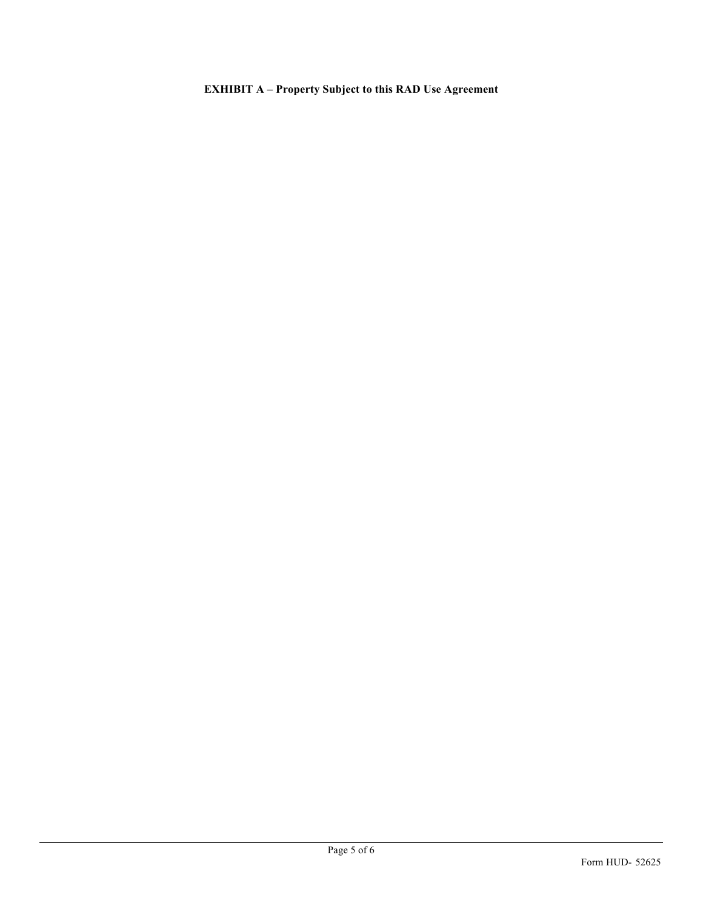**EXHIBIT A – Property Subject to this RAD Use Agreement**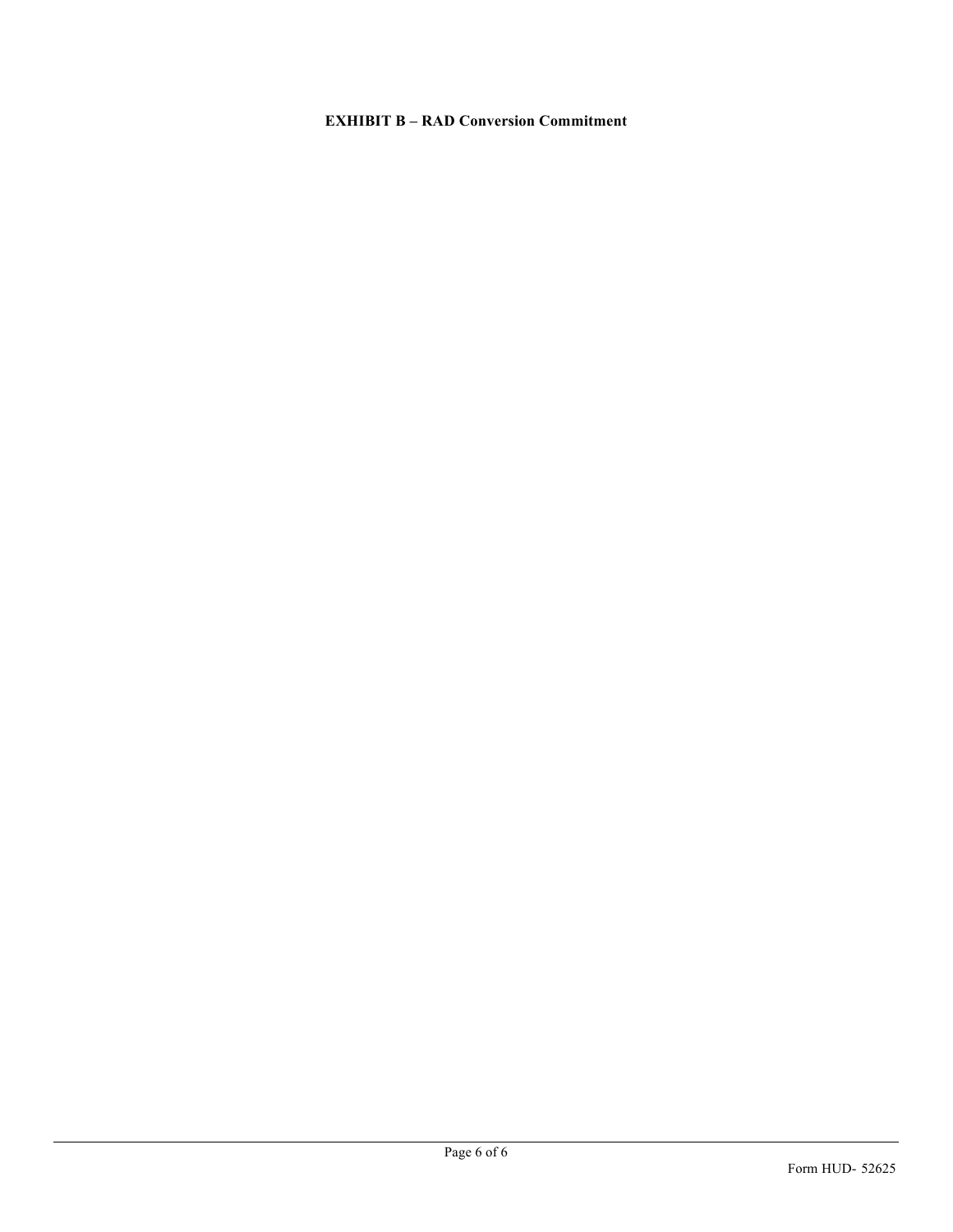**EXHIBIT B – RAD Conversion Commitment**